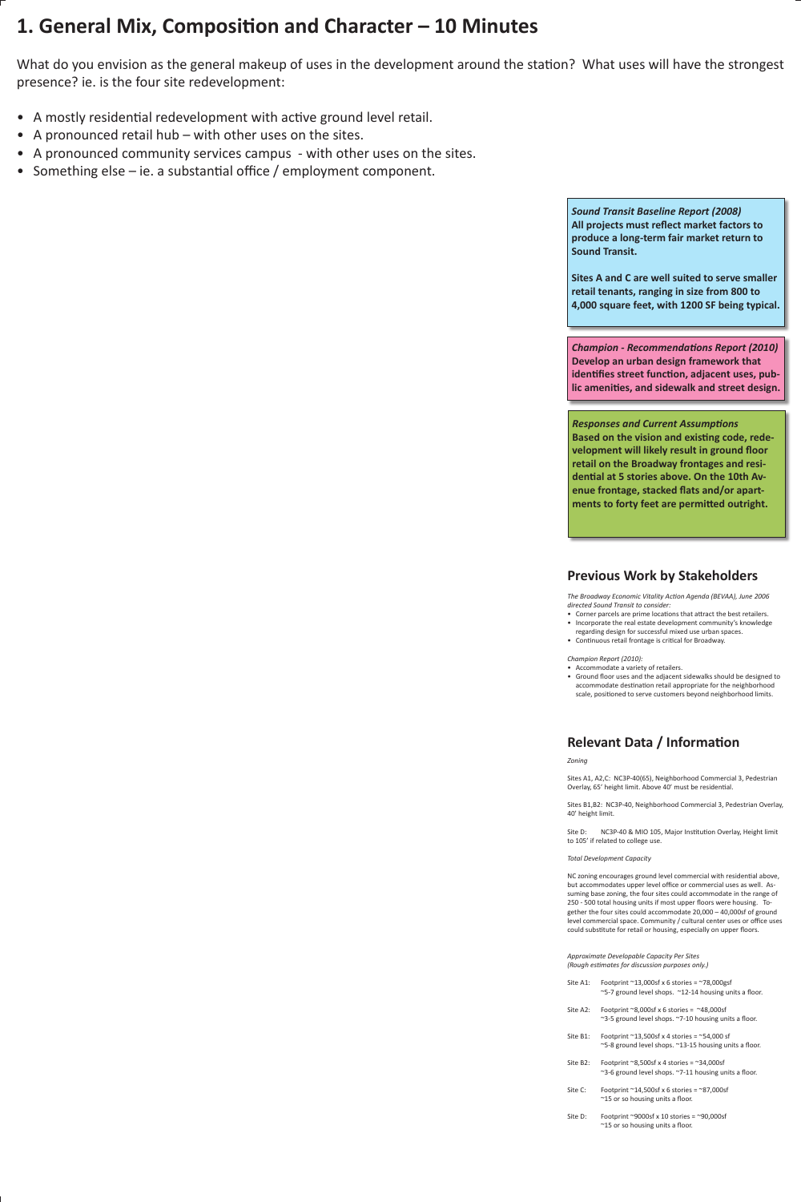# 1. General Mix, Composition and Character – 10 Minutes

What do you envision as the general makeup of uses in the development around the station? What uses will have the strongest presence? ie. is the four site redevelopment:

- A mostly residential redevelopment with active ground level retail.
- A pronounced retail hub – with other uses on the sites.
- A pronounced community services campus - with other uses on the sites.
- Something else – ie. a substantial office / employment component.

***Sound Transit Baseline Report (2008)***
**All projects must reflect market factors to produce a long-term fair market return to Sound Transit.**

**Sites A and C are well suited to serve smaller retail tenants, ranging in size from 800 to 4,000 square feet, with 1200 SF being typical.**

***Champion - Recommendations Report (2010)***
**Develop an urban design framework that identifies street function, adjacent uses, public amenities, and sidewalk and street design.**

***Responses and Current Assumptions***
**Based on the vision and existing code, redevelopment will likely result in ground floor retail on the Broadway frontages and residential at 5 stories above. On the 10th Avenue frontage, stacked flats and/or apartments to forty feet are permitted outright.**

## Previous Work by Stakeholders

*The Broadway Economic Vitality Action Agenda (BEVAA), June 2006 directed Sound Transit to consider:*

- Corner parcels are prime locations that attract the best retailers.
- Incorporate the real estate development community's knowledge regarding design for successful mixed use urban spaces.
- Continuous retail frontage is critical for Broadway.

*Champion Report (2010):*

- Accommodate a variety of retailers.
- Ground floor uses and the adjacent sidewalks should be designed to accommodate destination retail appropriate for the neighborhood scale, positioned to serve customers beyond neighborhood limits.

## Relevant Data / Information

*Zoning*

Sites A1, A2,C: NC3P-40(65), Neighborhood Commercial 3, Pedestrian Overlay, 65' height limit. Above 40' must be residential.

Sites B1,B2: NC3P-40, Neighborhood Commercial 3, Pedestrian Overlay, 40' height limit.

Site D: NC3P-40 & MIO 105, Major Institution Overlay, Height limit to 105' if related to college use.

*Total Development Capacity*

NC zoning encourages ground level commercial with residential above, but accommodates upper level office or commercial uses as well. Assuming base zoning, the four sites could accommodate in the range of 250 - 500 total housing units if most upper floors were housing. Together the four sites could accommodate 20,000 – 40,000sf of ground level commercial space. Community / cultural center uses or office uses could substitute for retail or housing, especially on upper floors.

*Approximate Developable Capacity Per Sites*
*(Rough estimates for discussion purposes only.)*

Site A1: Footprint ~13,000sf x 6 stories = ~78,000gsf
~5-7 ground level shops. ~12-14 housing units a floor.

Site A2: Footprint ~8,000sf x 6 stories = ~48,000sf
~3-5 ground level shops. ~7-10 housing units a floor.

Site B1: Footprint ~13,500sf x 4 stories = ~54,000 sf
~5-8 ground level shops. ~13-15 housing units a floor.

Site B2: Footprint ~8,500sf x 4 stories = ~34,000sf
~3-6 ground level shops. ~7-11 housing units a floor.

Site C: Footprint ~14,500sf x 6 stories = ~87,000sf
~15 or so housing units a floor.

Site D: Footprint ~9000sf x 10 stories = ~90,000sf
~15 or so housing units a floor.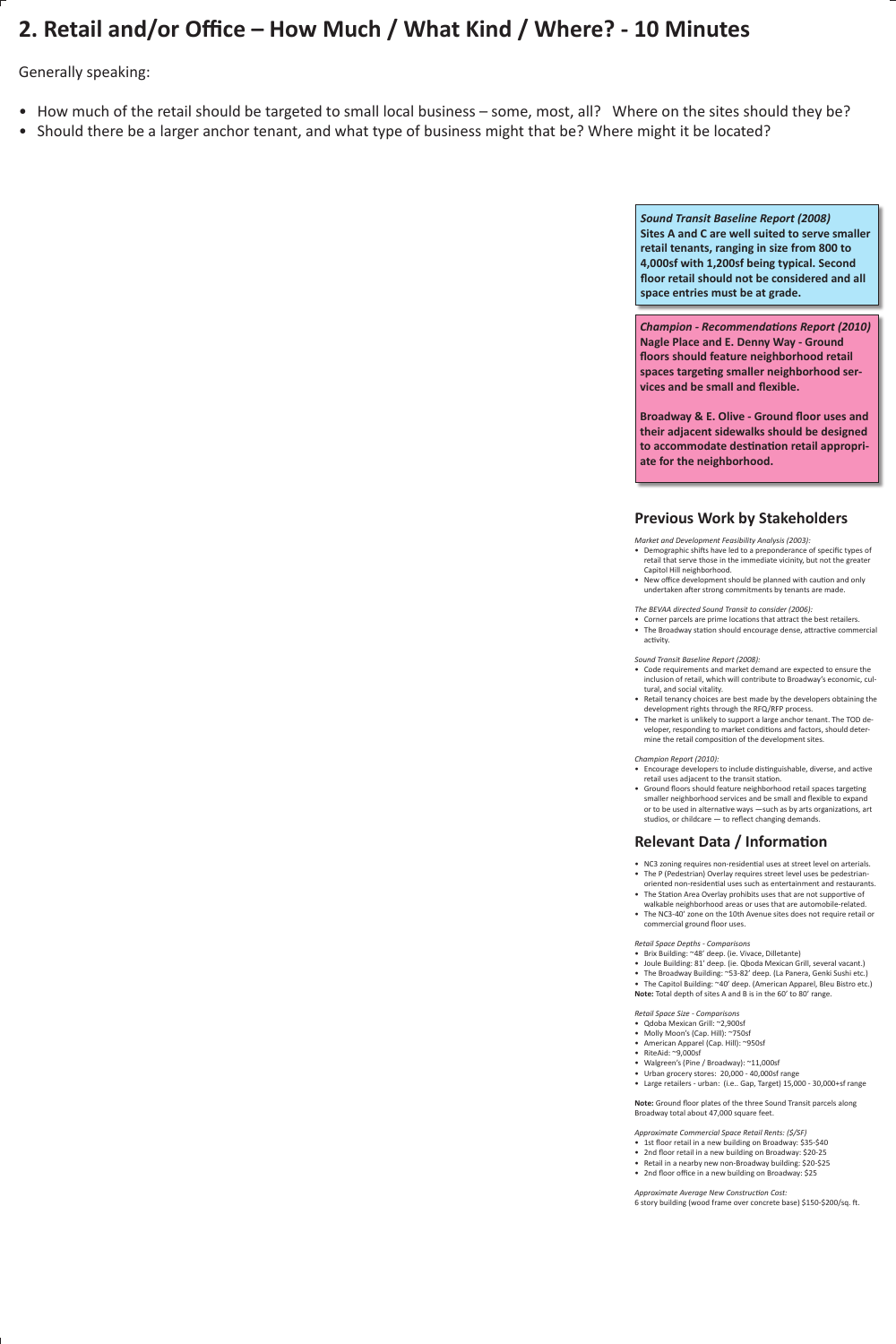# 2. Retail and/or Office – How Much / What Kind / Where? - 10 Minutes

Generally speaking:

- How much of the retail should be targeted to small local business – some, most, all? Where on the sites should they be?
- Should there be a larger anchor tenant, and what type of business might that be? Where might it be located?

***Sound Transit Baseline Report (2008)***
**Sites A and C are well suited to serve smaller retail tenants, ranging in size from 800 to 4,000sf with 1,200sf being typical. Second floor retail should not be considered and all space entries must be at grade.**

***Champion - Recommendations Report (2010)***
**Nagle Place and E. Denny Way - Ground floors should feature neighborhood retail spaces targeting smaller neighborhood services and be small and flexible.**

**Broadway & E. Olive - Ground floor uses and their adjacent sidewalks should be designed to accommodate destination retail appropriate for the neighborhood.**

## Previous Work by Stakeholders

*Market and Development Feasibility Analysis (2003):*

- Demographic shifts have led to a preponderance of specific types of retail that serve those in the immediate vicinity, but not the greater Capitol Hill neighborhood.
- New office development should be planned with caution and only undertaken after strong commitments by tenants are made.

*The BEVAA directed Sound Transit to consider (2006):*

- Corner parcels are prime locations that attract the best retailers.
- The Broadway station should encourage dense, attractive commercial activity.

*Sound Transit Baseline Report (2008):*

- Code requirements and market demand are expected to ensure the inclusion of retail, which will contribute to Broadway's economic, cultural, and social vitality.
- Retail tenancy choices are best made by the developers obtaining the development rights through the RFQ/RFP process.
- The market is unlikely to support a large anchor tenant. The TOD developer, responding to market conditions and factors, should determine the retail composition of the development sites.

*Champion Report (2010):*

- Encourage developers to include distinguishable, diverse, and active retail uses adjacent to the transit station.
- Ground floors should feature neighborhood retail spaces targeting smaller neighborhood services and be small and flexible to expand or to be used in alternative ways —such as by arts organizations, art studios, or childcare — to reflect changing demands.

## Relevant Data / Information

- NC3 zoning requires non-residential uses at street level on arterials.
- The P (Pedestrian) Overlay requires street level uses be pedestrian-oriented non-residential uses such as entertainment and restaurants.
- The Station Area Overlay prohibits uses that are not supportive of walkable neighborhood areas or uses that are automobile-related.
- The NC3-40' zone on the 10th Avenue sites does not require retail or commercial ground floor uses.

*Retail Space Depths - Comparisons*

- Brix Building: ~48' deep. (ie. Vivace, Dilletante)
- Joule Building: 81' deep. (ie. Qboda Mexican Grill, several vacant.)
- The Broadway Building: ~53-82' deep. (La Panera, Genki Sushi etc.)
- The Capitol Building: ~40' deep. (American Apparel, Bleu Bistro etc.)

**Note:** Total depth of sites A and B is in the 60' to 80' range.

*Retail Space Size - Comparisons*

- Qdoba Mexican Grill: ~2,900sf
- Molly Moon's (Cap. Hill): ~750sf
- American Apparel (Cap. Hill): ~950sf
- RiteAid: ~9,000sf
- Walgreen's (Pine / Broadway): ~11,000sf
- Urban grocery stores: 20,000 - 40,000sf range
- Large retailers - urban: (i.e.. Gap, Target) 15,000 - 30,000+sf range

**Note:** Ground floor plates of the three Sound Transit parcels along Broadway total about 47,000 square feet.

*Approximate Commercial Space Retail Rents: ($/SF)*

- 1st floor retail in a new building on Broadway: $35-$40
- 2nd floor retail in a new building on Broadway: $20-25
- Retail in a nearby new non-Broadway building: $20-$25
- 2nd floor office in a new building on Broadway: $25

*Approximate Average New Construction Cost:*
6 story building (wood frame over concrete base) $150-$200/sq. ft.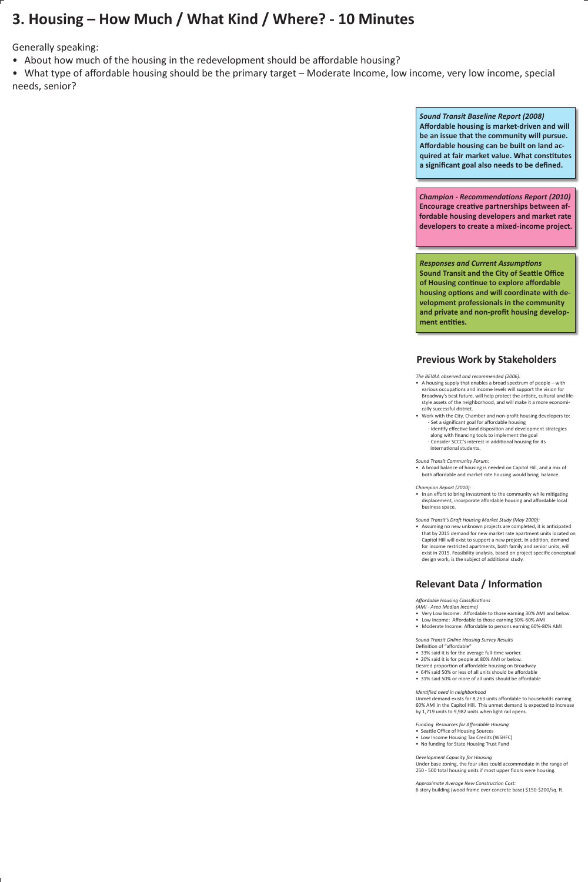# 3. Housing – How Much / What Kind / Where? - 10 Minutes

Generally speaking:

- About how much of the housing in the redevelopment should be affordable housing?
- What type of affordable housing should be the primary target – Moderate Income, low income, very low income, special needs, senior?

***Sound Transit Baseline Report (2008)***
**Affordable housing is market-driven and will be an issue that the community will pursue. Affordable housing can be built on land acquired at fair market value. What constitutes a significant goal also needs to be defined.**

***Champion - Recommendations Report (2010)***
**Encourage creative partnerships between affordable housing developers and market rate developers to create a mixed-income project.**

***Responses and Current Assumptions***
**Sound Transit and the City of Seattle Office of Housing continue to explore affordable housing options and will coordinate with development professionals in the community and private and non-profit housing development entities.**

## Previous Work by Stakeholders

*The BEVAA observed and recommended (2006):*

- A housing supply that enables a broad spectrum of people – with various occupations and income levels will support the vision for Broadway's best future, will help protect the artistic, cultural and lifestyle assets of the neighborhood, and will make it a more economically successful district.
- Work with the City, Chamber and non-profit housing developers to:
  - Set a significant goal for affordable housing
  - Identify effective land disposition and development strategies along with financing tools to implement the goal
  - Consider SCCC's interest in additional housing for its international students.

*Sound Transit Community Forum:*

- A broad balance of housing is needed on Capitol Hill, and a mix of both affordable and market rate housing would bring balance.

*Champion Report (2010):*

- In an effort to bring investment to the community while mitigating displacement, incorporate affordable housing and affordable local business space.

*Sound Transit's Draft Housing Market Study (May 2000):*

- Assuming no new unknown projects are completed, it is anticipated that by 2015 demand for new market rate apartment units located on Capitol Hill will exist to support a new project. In addition, demand for income restricted apartments, both family and senior units, will exist in 2015. Feasibility analysis, based on project specific conceptual design work, is the subject of additional study.

## Relevant Data / Information

*Affordable Housing Classifications*
*(AMI - Area Median Income)*

- Very Low Income: Affordable to those earning 30% AMI and below.
- Low Income: Affordable to those earning 30%-60% AMI
- Moderate Income: Affordable to persons earning 60%-80% AMI

*Sound Transit Online Housing Survey Results*

Definition of "affordable"

- 33% said it is for the average full-time worker.
- 20% said it is for people at 80% AMI or below.

Desired proportion of affordable housing on Broadway

- 64% said 50% or less of all units should be affordable
- 31% said 50% or more of all units should be affordable

*Identified need in neighborhood*

Unmet demand exists for 8,263 units affordable to households earning 60% AMI in the Capitol Hill. This unmet demand is expected to increase by 1,719 units to 9,982 units when light rail opens.

*Funding Resources for Affordable Housing*

- Seattle Office of Housing Sources
- Low Income Housing Tax Credits (WSHFC)
- No funding for State Housing Trust Fund

*Development Capacity for Housing*

Under base zoning, the four sites could accommodate in the range of 250 - 500 total housing units if most upper floors were housing.

*Approximate Average New Construction Cost:*

6 story building (wood frame over concrete base) $150-$200/sq. ft.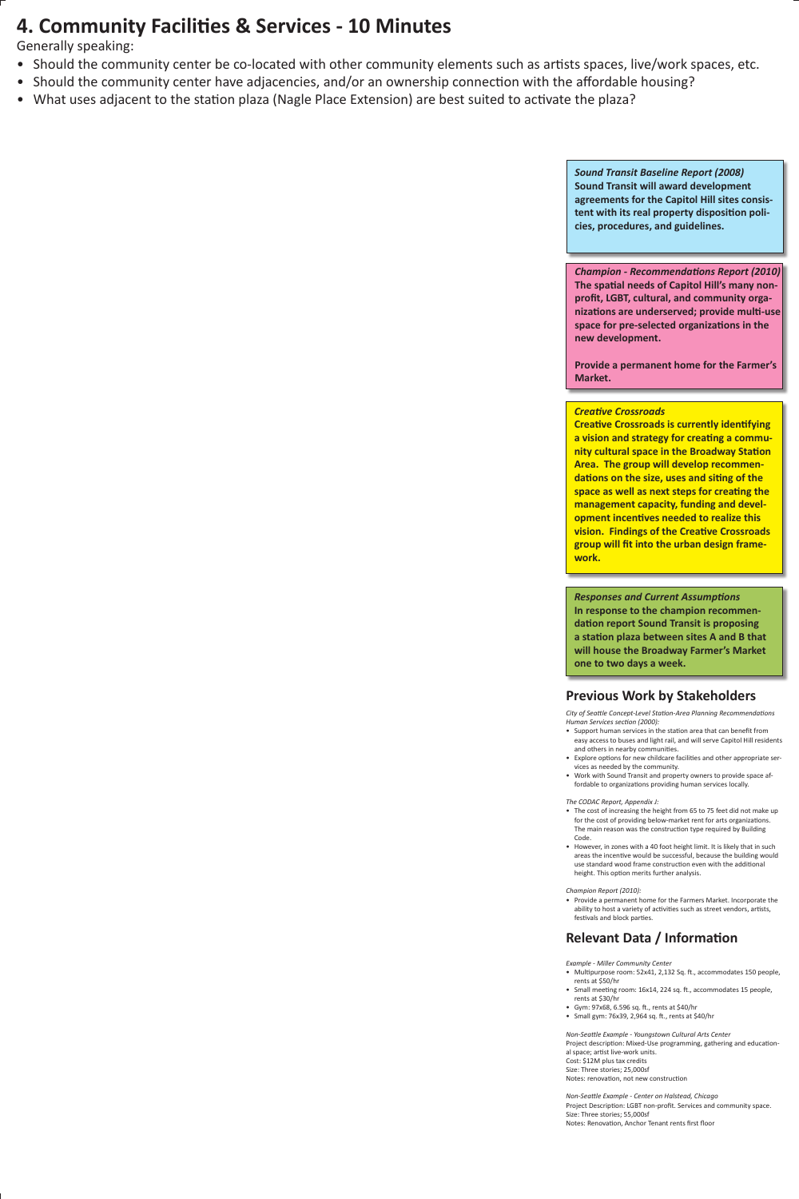# 4. Community Facilities & Services - 10 Minutes

Generally speaking:

- Should the community center be co-located with other community elements such as artists spaces, live/work spaces, etc.
- Should the community center have adjacencies, and/or an ownership connection with the affordable housing?
- What uses adjacent to the station plaza (Nagle Place Extension) are best suited to activate the plaza?

***Sound Transit Baseline Report (2008)***
**Sound Transit will award development agreements for the Capitol Hill sites consistent with its real property disposition policies, procedures, and guidelines.**

***Champion - Recommendations Report (2010)***
**The spatial needs of Capitol Hill's many non-profit, LGBT, cultural, and community organizations are underserved; provide multi-use space for pre-selected organizations in the new development.**

**Provide a permanent home for the Farmer's Market.**

***Creative Crossroads***
**Creative Crossroads is currently identifying a vision and strategy for creating a community cultural space in the Broadway Station Area. The group will develop recommendations on the size, uses and siting of the space as well as next steps for creating the management capacity, funding and development incentives needed to realize this vision. Findings of the Creative Crossroads group will fit into the urban design framework.**

***Responses and Current Assumptions***
**In response to the champion recommendation report Sound Transit is proposing a station plaza between sites A and B that will house the Broadway Farmer's Market one to two days a week.**

## Previous Work by Stakeholders

*City of Seattle Concept-Level Station-Area Planning Recommendations Human Services section (2000):*

- Support human services in the station area that can benefit from easy access to buses and light rail, and will serve Capitol Hill residents and others in nearby communities.
- Explore options for new childcare facilities and other appropriate services as needed by the community.
- Work with Sound Transit and property owners to provide space affordable to organizations providing human services locally.

*The CODAC Report, Appendix J:*

- The cost of increasing the height from 65 to 75 feet did not make up for the cost of providing below-market rent for arts organizations. The main reason was the construction type required by Building Code.
- However, in zones with a 40 foot height limit. It is likely that in such areas the incentive would be successful, because the building would use standard wood frame construction even with the additional height. This option merits further analysis.

*Champion Report (2010):*

- Provide a permanent home for the Farmers Market. Incorporate the ability to host a variety of activities such as street vendors, artists, festivals and block parties.

## Relevant Data / Information

*Example - Miller Community Center*

- Multipurpose room: 52x41, 2,132 Sq. ft., accommodates 150 people, rents at $50/hr
- Small meeting room: 16x14, 224 sq. ft., accommodates 15 people, rents at $30/hr
- Gym: 97x68, 6.596 sq. ft., rents at $40/hr
- Small gym: 76x39, 2,964 sq. ft., rents at $40/hr

*Non-Seattle Example - Youngstown Cultural Arts Center*
Project description: Mixed-Use programming, gathering and educational space; artist live-work units.
Cost: $12M plus tax credits
Size: Three stories; 25,000sf
Notes: renovation, not new construction

*Non-Seattle Example - Center on Halstead, Chicago*
Project Description: LGBT non-profit. Services and community space.
Size: Three stories; 55,000sf
Notes: Renovation, Anchor Tenant rents first floor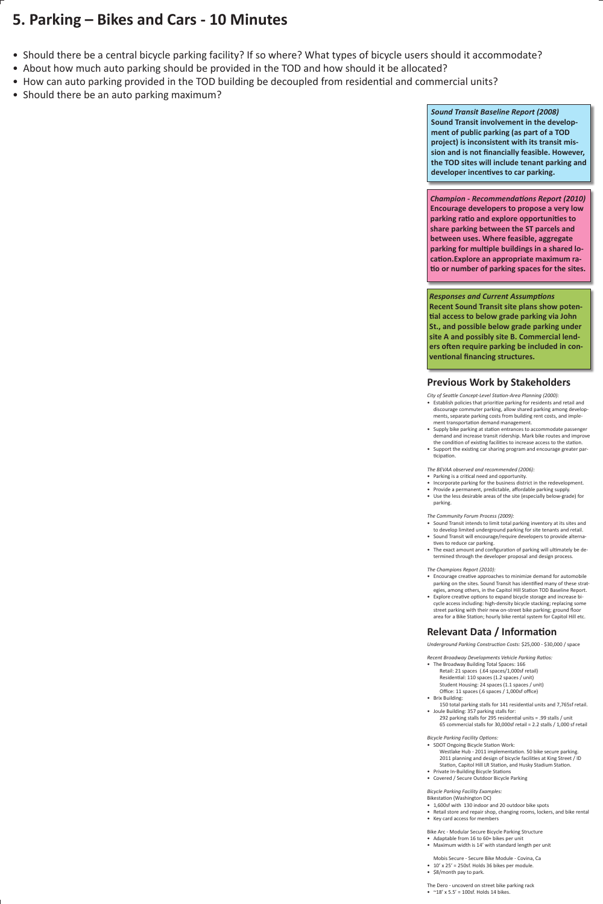# 5. Parking – Bikes and Cars - 10 Minutes

- Should there be a central bicycle parking facility? If so where? What types of bicycle users should it accommodate?
- About how much auto parking should be provided in the TOD and how should it be allocated?
- How can auto parking provided in the TOD building be decoupled from residential and commercial units?
- Should there be an auto parking maximum?

***Sound Transit Baseline Report (2008)***
**Sound Transit involvement in the development of public parking (as part of a TOD project) is inconsistent with its transit mission and is not financially feasible. However, the TOD sites will include tenant parking and developer incentives to car parking.**

***Champion - Recommendations Report (2010)***
**Encourage developers to propose a very low parking ratio and explore opportunities to share parking between the ST parcels and between uses. Where feasible, aggregate parking for multiple buildings in a shared location.Explore an appropriate maximum ratio or number of parking spaces for the sites.**

***Responses and Current Assumptions***
**Recent Sound Transit site plans show potential access to below grade parking via John St., and possible below grade parking under site A and possibly site B. Commercial lenders often require parking be included in conventional financing structures.**

## Previous Work by Stakeholders

*City of Seattle Concept-Level Station-Area Planning (2000):*

- Establish policies that prioritize parking for residents and retail and discourage commuter parking, allow shared parking among developments, separate parking costs from building rent costs, and implement transportation demand management.
- Supply bike parking at station entrances to accommodate passenger demand and increase transit ridership. Mark bike routes and improve the condition of existing facilities to increase access to the station.
- Support the existing car sharing program and encourage greater participation.

*The BEVAA observed and recommended (2006):*

- Parking is a critical need and opportunity.
- Incorporate parking for the business district in the redevelopment.
- Provide a permanent, predictable, affordable parking supply.
- Use the less desirable areas of the site (especially below-grade) for parking.

*The Community Forum Process (2009):*

- Sound Transit intends to limit total parking inventory at its sites and to develop limited underground parking for site tenants and retail.
- Sound Transit will encourage/require developers to provide alternatives to reduce car parking.
- The exact amount and configuration of parking will ultimately be determined through the developer proposal and design process.

*The Champions Report (2010):*

- Encourage creative approaches to minimize demand for automobile parking on the sites. Sound Transit has identified many of these strategies, among others, in the Capitol Hill Station TOD Baseline Report.
- Explore creative options to expand bicycle storage and increase bicycle access including: high-density bicycle stacking; replacing some street parking with their new on-street bike parking; ground floor area for a Bike Station; hourly bike rental system for Capitol Hill etc.

## Relevant Data / Information

*Underground Parking Construction Costs:* $25,000 - $30,000 / space

*Recent Broadway Developments Vehicle Parking Ratios:*

- The Broadway Building Total Spaces: 166
  - Retail: 21 spaces (.64 spaces/1,000sf retail)
  - Residential: 110 spaces (1.2 spaces / unit)
  - Student Housing: 24 spaces (1.1 spaces / unit)
  - Office: 11 spaces (.6 spaces / 1,000sf office)
- Brix Building:
  - 150 total parking stalls for 141 residential units and 7,765sf retail.
- Joule Building: 357 parking stalls for:
  - 292 parking stalls for 295 residential units = .99 stalls / unit
  - 65 commercial stalls for 30,000sf retail = 2.2 stalls / 1,000 sf retail

*Bicycle Parking Facility Options:*

- SDOT Ongoing Bicycle Station Work:
  - Westlake Hub - 2011 implementation. 50 bike secure parking.
  - 2011 planning and design of bicycle facilities at King Street / ID Station, Capitol Hill LR Station, and Husky Stadium Station.
- Private In-Building Bicycle Stations
- Covered / Secure Outdoor Bicycle Parking

*Bicycle Parking Facility Examples:*

Bikestation (Washington DC)

- 1,600sf with 130 indoor and 20 outdoor bike spots
- Retail store and repair shop, changing rooms, lockers, and bike rental
- Key card access for members

Bike Arc - Modular Secure Bicycle Parking Structure

- Adaptable from 16 to 60+ bikes per unit
- Maximum width is 14' with standard length per unit

Mobis Secure - Secure Bike Module - Covina, Ca

- 10' x 25' = 250sf. Holds 36 bikes per module.
- $8/month pay to park.

The Dero - uncoverd on street bike parking rack

- ~18' x 5.5' = 100sf. Holds 14 bikes.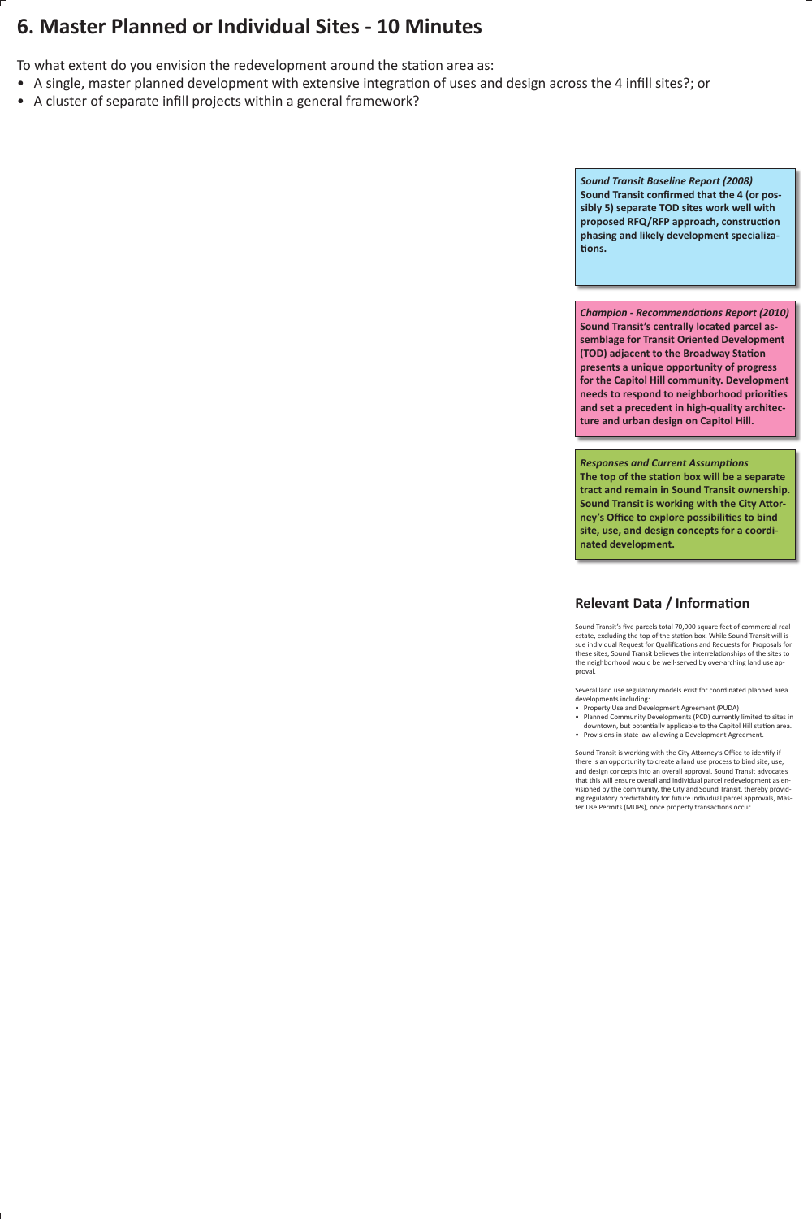# 6. Master Planned or Individual Sites - 10 Minutes

To what extent do you envision the redevelopment around the station area as:

- A single, master planned development with extensive integration of uses and design across the 4 infill sites?; or
- A cluster of separate infill projects within a general framework?

***Sound Transit Baseline Report (2008)***
**Sound Transit confirmed that the 4 (or possibly 5) separate TOD sites work well with proposed RFQ/RFP approach, construction phasing and likely development specializations.**

***Champion - Recommendations Report (2010)***
**Sound Transit's centrally located parcel assemblage for Transit Oriented Development (TOD) adjacent to the Broadway Station presents a unique opportunity of progress for the Capitol Hill community. Development needs to respond to neighborhood priorities and set a precedent in high-quality architecture and urban design on Capitol Hill.**

***Responses and Current Assumptions***
**The top of the station box will be a separate tract and remain in Sound Transit ownership. Sound Transit is working with the City Attorney's Office to explore possibilities to bind site, use, and design concepts for a coordinated development.**

## Relevant Data / Information

Sound Transit's five parcels total 70,000 square feet of commercial real estate, excluding the top of the station box. While Sound Transit will issue individual Request for Qualifications and Requests for Proposals for these sites, Sound Transit believes the interrelationships of the sites to the neighborhood would be well-served by over-arching land use approval.

Several land use regulatory models exist for coordinated planned area developments including:

- Property Use and Development Agreement (PUDA)
- Planned Community Developments (PCD) currently limited to sites in downtown, but potentially applicable to the Capitol Hill station area.
- Provisions in state law allowing a Development Agreement.

Sound Transit is working with the City Attorney's Office to identify if there is an opportunity to create a land use process to bind site, use, and design concepts into an overall approval. Sound Transit advocates that this will ensure overall and individual parcel redevelopment as envisioned by the community, the City and Sound Transit, thereby providing regulatory predictability for future individual parcel approvals, Master Use Permits (MUPs), once property transactions occur.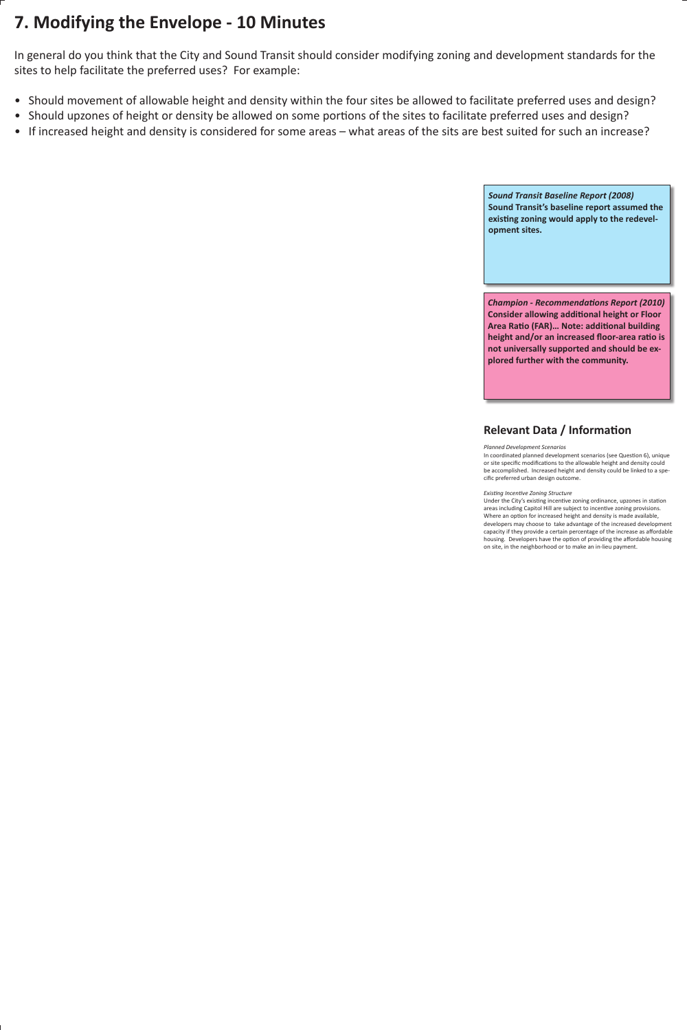# 7. Modifying the Envelope - 10 Minutes

In general do you think that the City and Sound Transit should consider modifying zoning and development standards for the sites to help facilitate the preferred uses? For example:

- Should movement of allowable height and density within the four sites be allowed to facilitate preferred uses and design?
- Should upzones of height or density be allowed on some portions of the sites to facilitate preferred uses and design?
- If increased height and density is considered for some areas – what areas of the sits are best suited for such an increase?

***Sound Transit Baseline Report (2008)***
**Sound Transit's baseline report assumed the existing zoning would apply to the redevelopment sites.**

***Champion - Recommendations Report (2010)***
**Consider allowing additional height or Floor Area Ratio (FAR)… Note: additional building height and/or an increased floor-area ratio is not universally supported and should be explored further with the community.**

## Relevant Data / Information

*Planned Development Scenarios*
In coordinated planned development scenarios (see Question 6), unique or site specific modifications to the allowable height and density could be accomplished. Increased height and density could be linked to a specific preferred urban design outcome.

*Existing Incentive Zoning Structure*
Under the City's existing incentive zoning ordinance, upzones in station areas including Capitol Hill are subject to incentive zoning provisions. Where an option for increased height and density is made available, developers may choose to take advantage of the increased development capacity if they provide a certain percentage of the increase as affordable housing. Developers have the option of providing the affordable housing on site, in the neighborhood or to make an in-lieu payment.